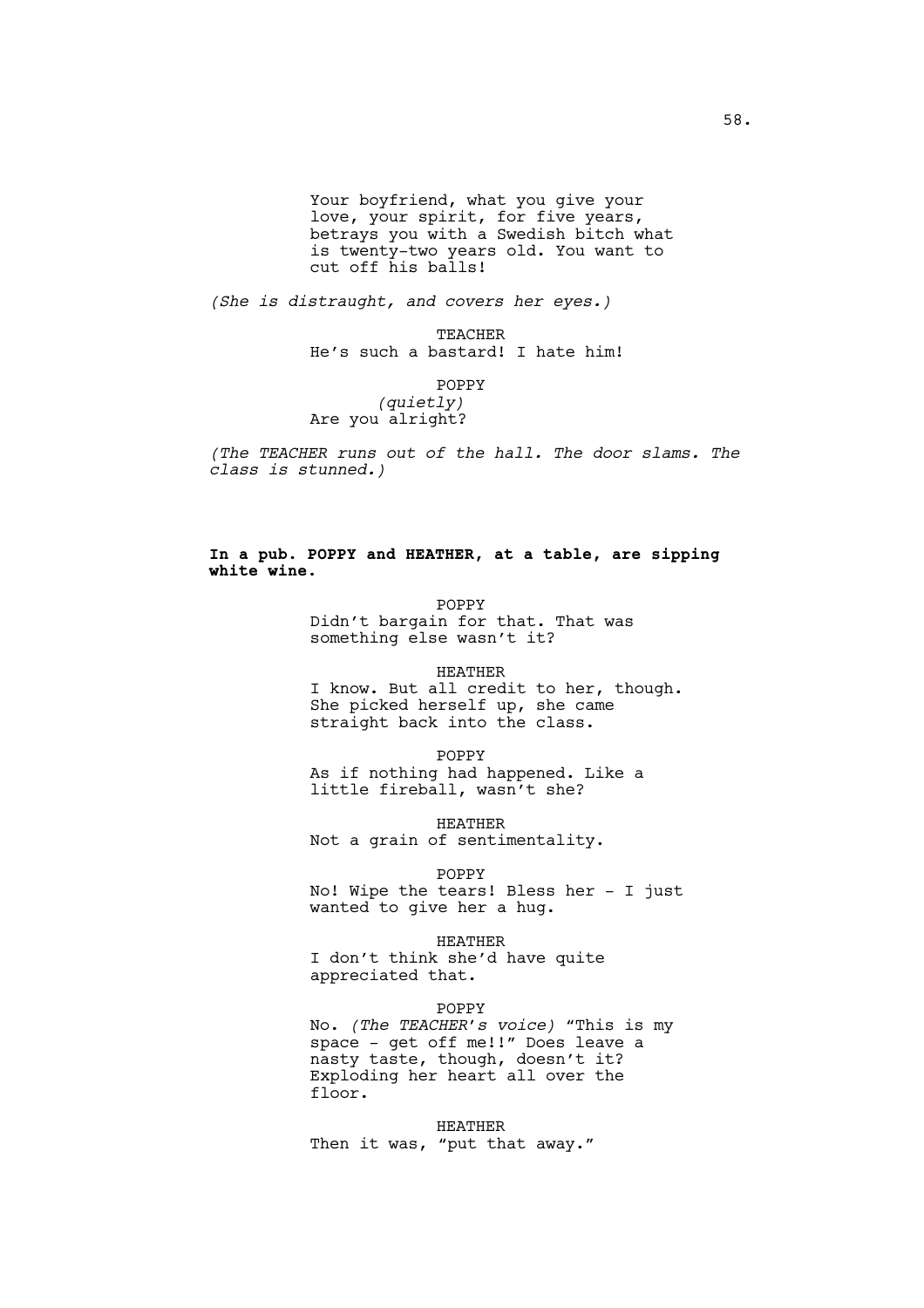Your boyfriend, what you give your love, your spirit, for five years, betrays you with a Swedish bitch what is twenty-two years old. You want to cut off his balls!

*(She is distraught, and covers her eyes.)*

TEACHER

He's such a bastard! I hate him!

POPPY

*(quietly)*

Are you alright?

*(The TEACHER runs out of the hall. The door slams. The class is stunned.)*

**In a pub. POPPY and HEATHER, at a table, are sipping white wine.**

POPPY

Didn't bargain for that. That was something else wasn't it?

HEATHER

I know. But all credit to her, though. She picked herself up, she came straight back into the class.

POPPY

As if nothing had happened. Like a little fireball, wasn't she?

HEATHER

Not a grain of sentimentality.

POPPY

No! Wipe the tears! Bless her - I just wanted to give her a hug.

HEATHER

I don't think she'd have quite appreciated that.

POPPY

No. *(The TEACHER's voice)* "This is my space - get off me!!" Does leave a nasty taste, though, doesn't it? Exploding her heart all over the floor.

HEATHER

Then it was, "put that away."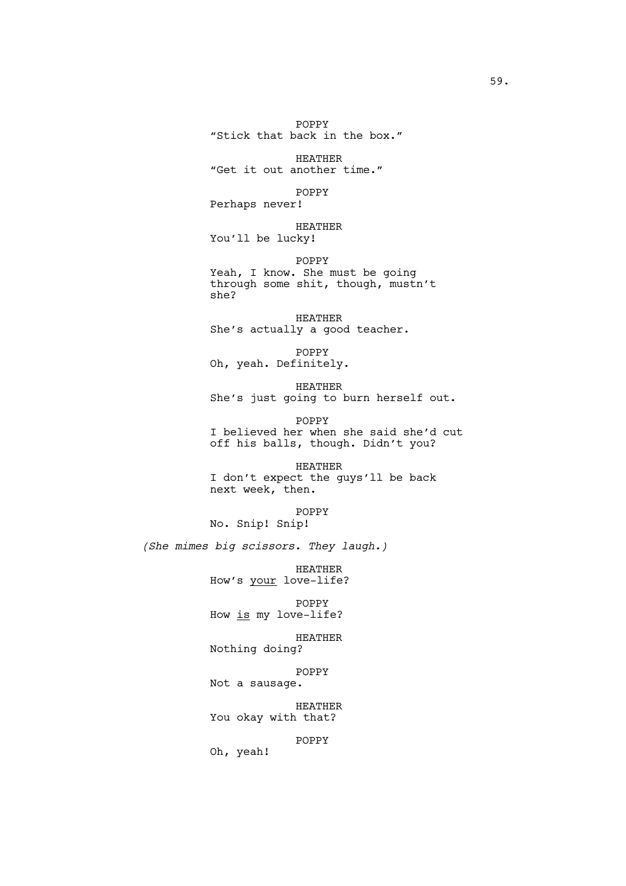POPPY
"Stick that back in the box."

HEATHER
"Get it out another time."

POPPY
Perhaps never!

HEATHER
You'll be lucky!

POPPY
Yeah, I know. She must be going through some shit, though, mustn't she?

HEATHER
She's actually a good teacher.

POPPY
Oh, yeah. Definitely.

HEATHER
She's just going to burn herself out.

POPPY
I believed her when she said she'd cut off his balls, though. Didn't you?

HEATHER
I don't expect the guys'll be back next week, then.

POPPY
No. Snip! Snip!

*(She mimes big scissors. They laugh.)*

HEATHER
How's <u>your</u> love-life?

POPPY
How <u>is</u> my love-life?

HEATHER
Nothing doing?

POPPY
Not a sausage.

HEATHER
You okay with that?

POPPY
Oh, yeah!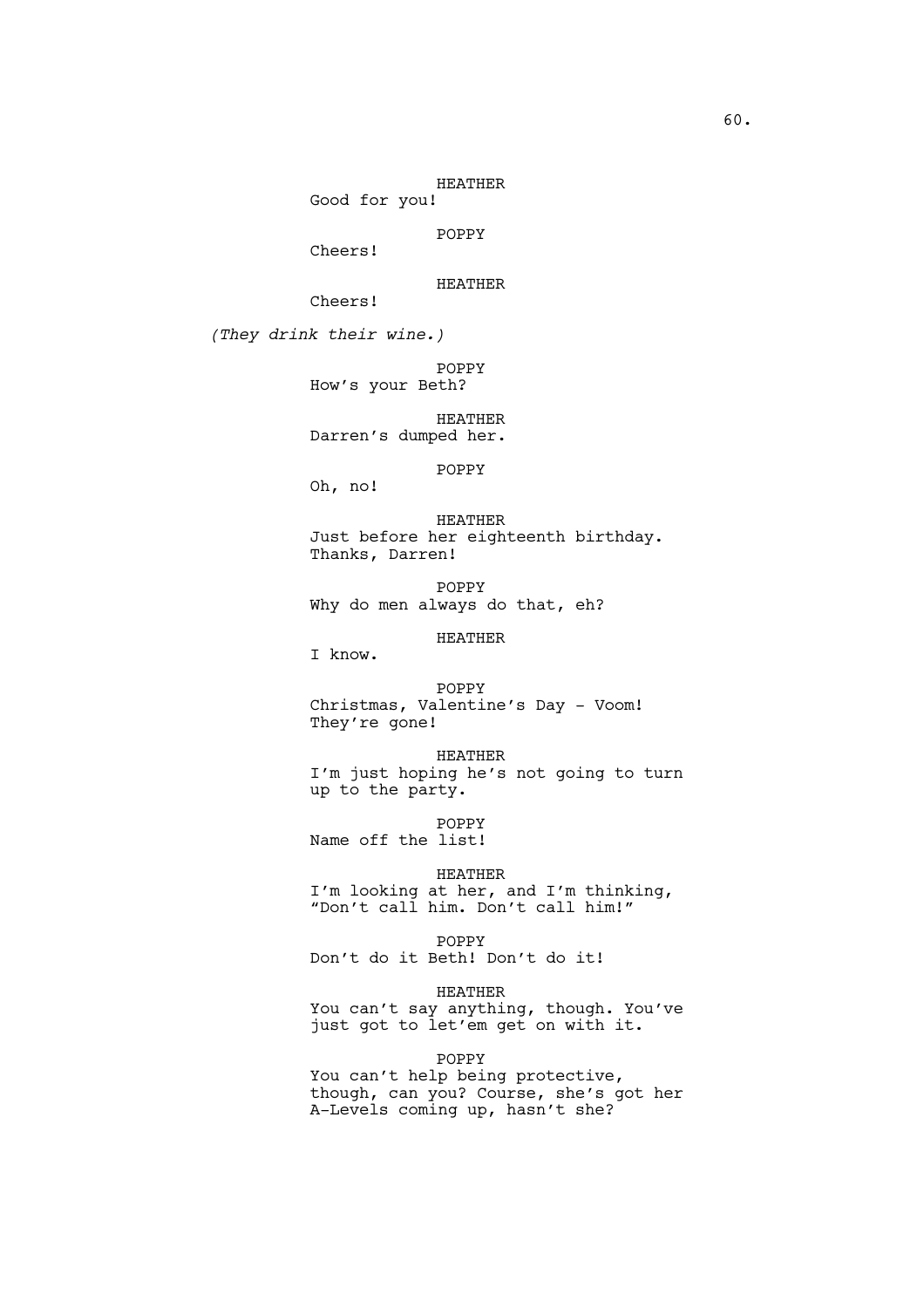HEATHER
Good for you!

POPPY
Cheers!

HEATHER
Cheers!

*(They drink their wine.)*

POPPY
How's your Beth?

HEATHER
Darren's dumped her.

POPPY
Oh, no!

HEATHER
Just before her eighteenth birthday. Thanks, Darren!

POPPY
Why do men always do that, eh?

HEATHER
I know.

POPPY
Christmas, Valentine's Day - Voom! They're gone!

HEATHER
I'm just hoping he's not going to turn up to the party.

POPPY
Name off the list!

HEATHER
I'm looking at her, and I'm thinking, "Don't call him. Don't call him!"

POPPY
Don't do it Beth! Don't do it!

HEATHER
You can't say anything, though. You've just got to let'em get on with it.

POPPY
You can't help being protective, though, can you? Course, she's got her A-Levels coming up, hasn't she?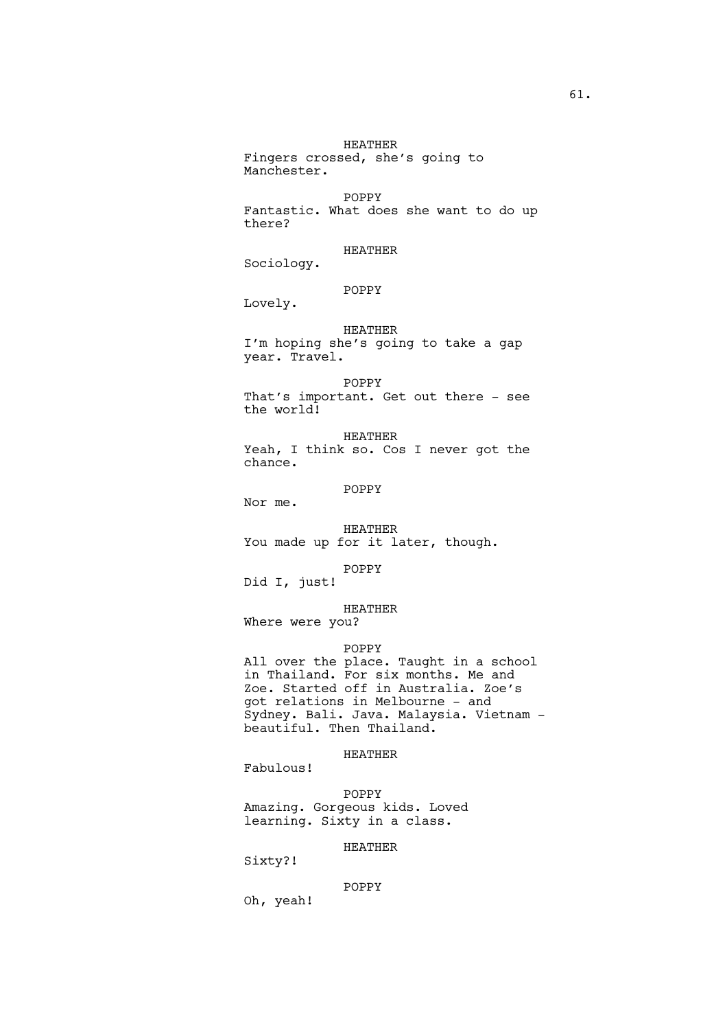HEATHER
Fingers crossed, she's going to Manchester.

POPPY
Fantastic. What does she want to do up there?

HEATHER
Sociology.

POPPY
Lovely.

HEATHER
I'm hoping she's going to take a gap year. Travel.

POPPY
That's important. Get out there - see the world!

HEATHER
Yeah, I think so. Cos I never got the chance.

POPPY
Nor me.

HEATHER
You made up for it later, though.

POPPY
Did I, just!

HEATHER
Where were you?

POPPY
All over the place. Taught in a school in Thailand. For six months. Me and Zoe. Started off in Australia. Zoe's got relations in Melbourne - and Sydney. Bali. Java. Malaysia. Vietnam - beautiful. Then Thailand.

HEATHER
Fabulous!

POPPY
Amazing. Gorgeous kids. Loved learning. Sixty in a class.

HEATHER
Sixty?!

POPPY
Oh, yeah!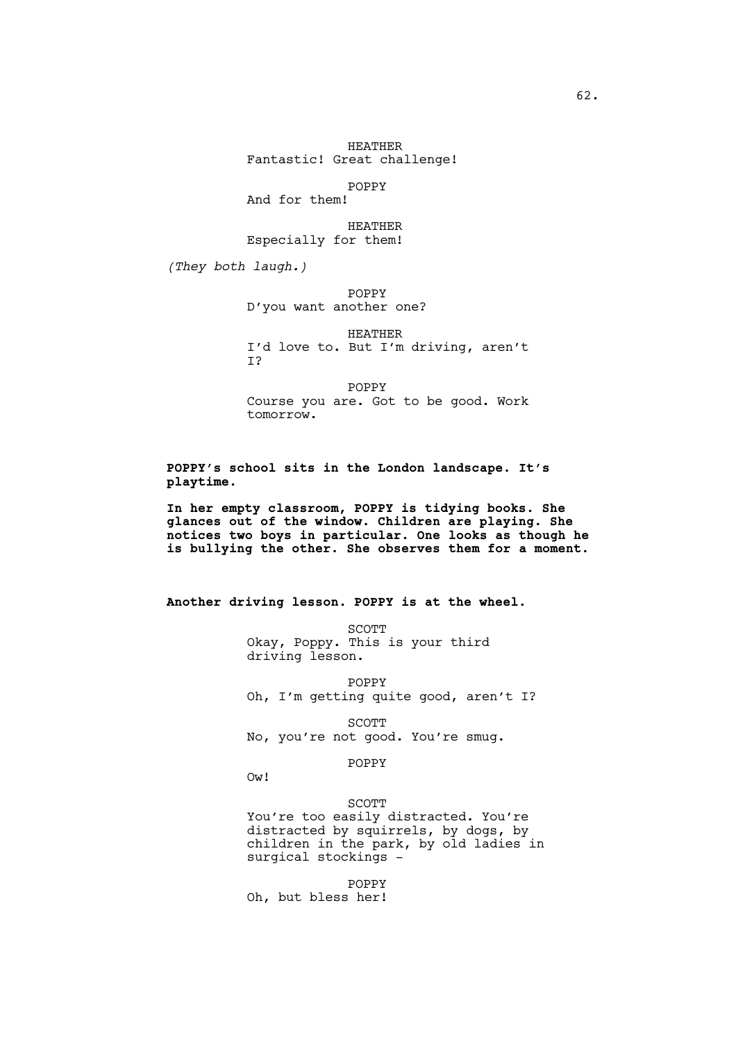HEATHER
Fantastic! Great challenge!

POPPY
And for them!

HEATHER
Especially for them!

*(They both laugh.)*

POPPY
D'you want another one?

HEATHER
I'd love to. But I'm driving, aren't I?

POPPY
Course you are. Got to be good. Work tomorrow.

**POPPY's school sits in the London landscape. It's playtime.**

**In her empty classroom, POPPY is tidying books. She glances out of the window. Children are playing. She notices two boys in particular. One looks as though he is bullying the other. She observes them for a moment.**

**Another driving lesson. POPPY is at the wheel.**

SCOTT
Okay, Poppy. This is your third driving lesson.

POPPY
Oh, I'm getting quite good, aren't I?

SCOTT
No, you're not good. You're smug.

POPPY
Ow!

SCOTT
You're too easily distracted. You're distracted by squirrels, by dogs, by children in the park, by old ladies in surgical stockings -

POPPY
Oh, but bless her!